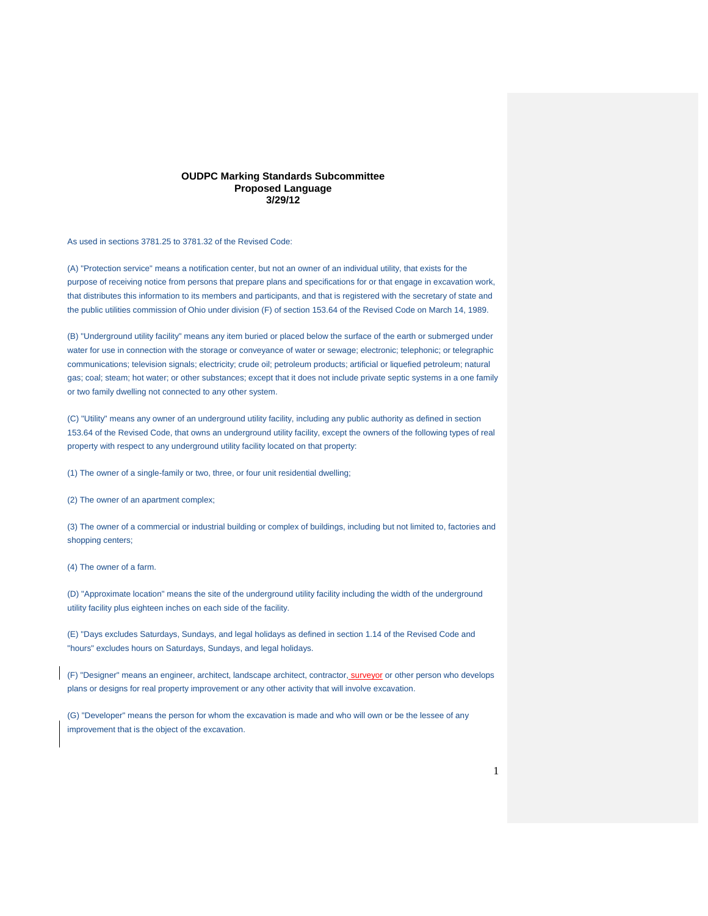**OUDPC Marking Standards Subcommittee**
**Proposed Language**
**3/29/12**

As used in sections 3781.25 to 3781.32 of the Revised Code:

(A) "Protection service" means a notification center, but not an owner of an individual utility, that exists for the purpose of receiving notice from persons that prepare plans and specifications for or that engage in excavation work, that distributes this information to its members and participants, and that is registered with the secretary of state and the public utilities commission of Ohio under division (F) of section 153.64 of the Revised Code on March 14, 1989.

(B) "Underground utility facility" means any item buried or placed below the surface of the earth or submerged under water for use in connection with the storage or conveyance of water or sewage; electronic; telephonic; or telegraphic communications; television signals; electricity; crude oil; petroleum products; artificial or liquefied petroleum; natural gas; coal; steam; hot water; or other substances; except that it does not include private septic systems in a one family or two family dwelling not connected to any other system.

(C) "Utility" means any owner of an underground utility facility, including any public authority as defined in section 153.64 of the Revised Code, that owns an underground utility facility, except the owners of the following types of real property with respect to any underground utility facility located on that property:

(1) The owner of a single-family or two, three, or four unit residential dwelling;

(2) The owner of an apartment complex;

(3) The owner of a commercial or industrial building or complex of buildings, including but not limited to, factories and shopping centers;

(4) The owner of a farm.

(D) "Approximate location" means the site of the underground utility facility including the width of the underground utility facility plus eighteen inches on each side of the facility.

(E) "Days excludes Saturdays, Sundays, and legal holidays as defined in section 1.14 of the Revised Code and "hours" excludes hours on Saturdays, Sundays, and legal holidays.

(F) "Designer" means an engineer, architect, landscape architect, contractor, surveyor or other person who develops plans or designs for real property improvement or any other activity that will involve excavation.

(G) "Developer" means the person for whom the excavation is made and who will own or be the lessee of any improvement that is the object of the excavation.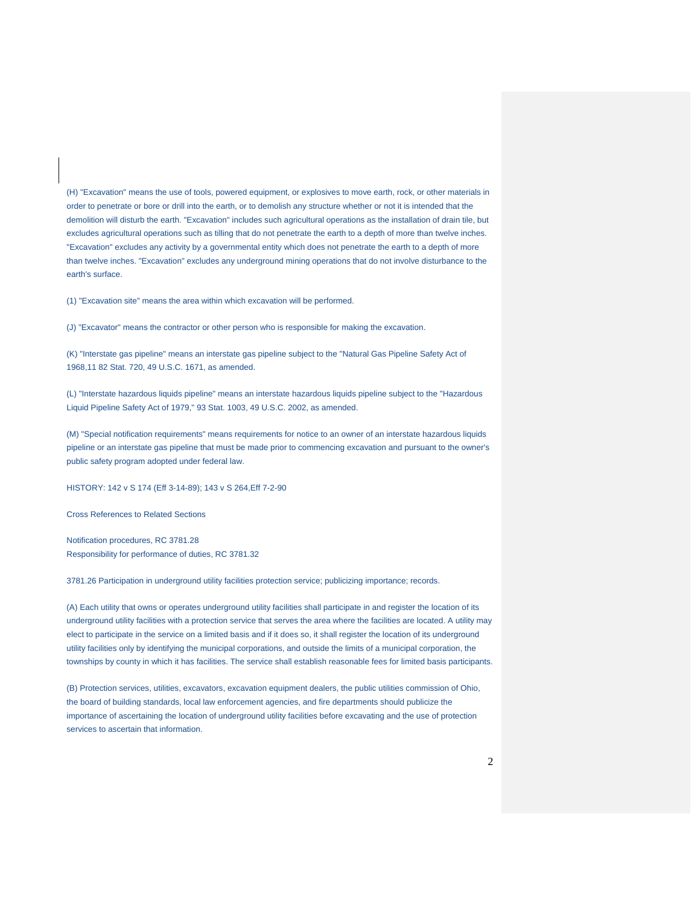(H) "Excavation" means the use of tools, powered equipment, or explosives to move earth, rock, or other materials in order to penetrate or bore or drill into the earth, or to demolish any structure whether or not it is intended that the demolition will disturb the earth. "Excavation" includes such agricultural operations as the installation of drain tile, but excludes agricultural operations such as tilling that do not penetrate the earth to a depth of more than twelve inches. "Excavation" excludes any activity by a governmental entity which does not penetrate the earth to a depth of more than twelve inches. "Excavation" excludes any underground mining operations that do not involve disturbance to the earth's surface.

(1) "Excavation site" means the area within which excavation will be performed.

(J) "Excavator" means the contractor or other person who is responsible for making the excavation.

(K) "Interstate gas pipeline" means an interstate gas pipeline subject to the "Natural Gas Pipeline Safety Act of 1968,11 82 Stat. 720, 49 U.S.C. 1671, as amended.

(L) "Interstate hazardous liquids pipeline" means an interstate hazardous liquids pipeline subject to the "Hazardous Liquid Pipeline Safety Act of 1979," 93 Stat. 1003, 49 U.S.C. 2002, as amended.

(M) "Special notification requirements" means requirements for notice to an owner of an interstate hazardous liquids pipeline or an interstate gas pipeline that must be made prior to commencing excavation and pursuant to the owner's public safety program adopted under federal law.

HISTORY: 142 v S 174 (Eff 3-14-89); 143 v S 264,Eff 7-2-90

Cross References to Related Sections

Notification procedures, RC 3781.28
Responsibility for performance of duties, RC 3781.32

3781.26 Participation in underground utility facilities protection service; publicizing importance; records.

(A) Each utility that owns or operates underground utility facilities shall participate in and register the location of its underground utility facilities with a protection service that serves the area where the facilities are located. A utility may elect to participate in the service on a limited basis and if it does so, it shall register the location of its underground utility facilities only by identifying the municipal corporations, and outside the limits of a municipal corporation, the townships by county in which it has facilities. The service shall establish reasonable fees for limited basis participants.

(B) Protection services, utilities, excavators, excavation equipment dealers, the public utilities commission of Ohio, the board of building standards, local law enforcement agencies, and fire departments should publicize the importance of ascertaining the location of underground utility facilities before excavating and the use of protection services to ascertain that information.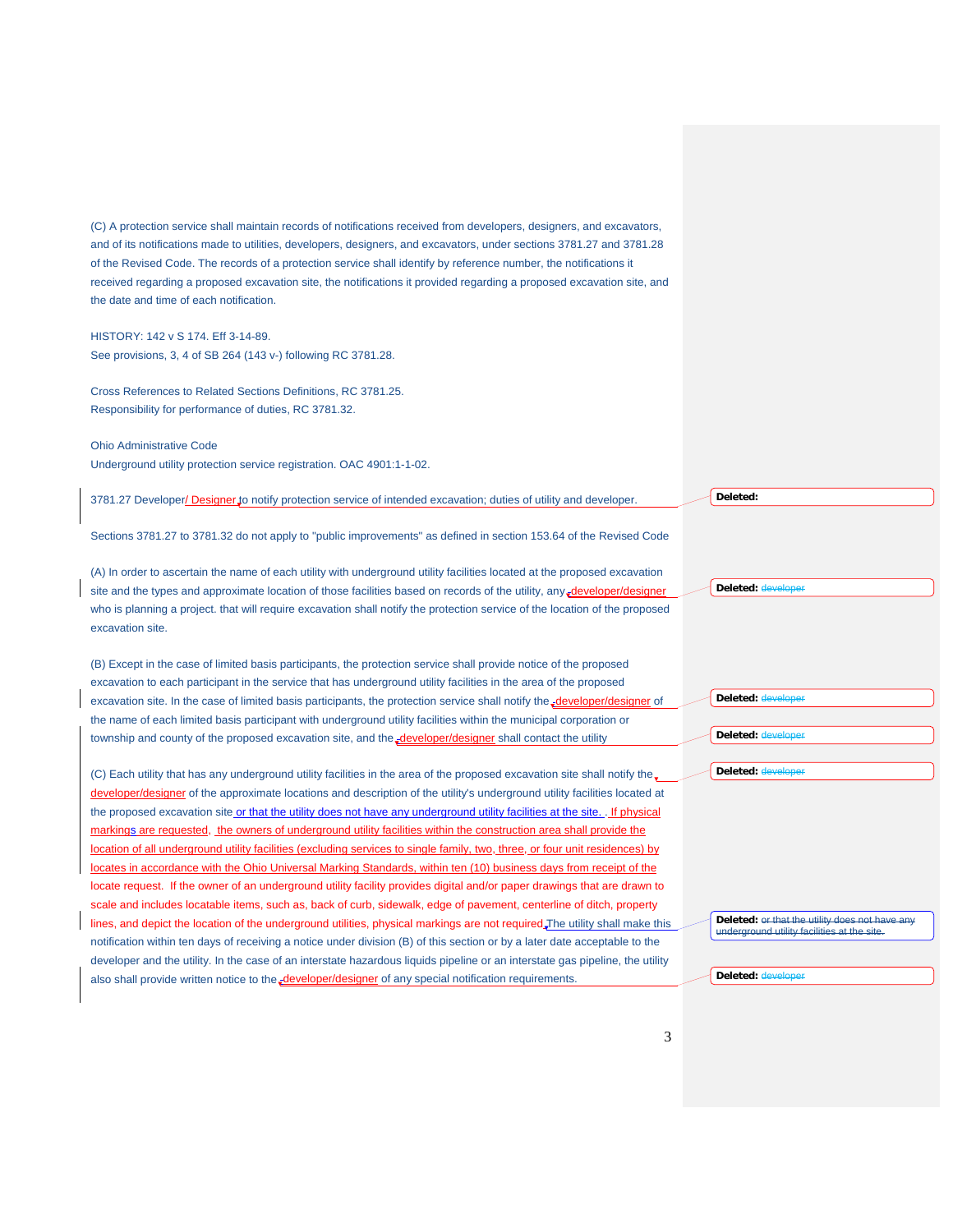(C) A protection service shall maintain records of notifications received from developers, designers, and excavators, and of its notifications made to utilities, developers, designers, and excavators, under sections 3781.27 and 3781.28 of the Revised Code. The records of a protection service shall identify by reference number, the notifications it received regarding a proposed excavation site, the notifications it provided regarding a proposed excavation site, and the date and time of each notification.

HISTORY: 142 v S 174. Eff 3-14-89.
See provisions, 3, 4 of SB 264 (143 v-) following RC 3781.28.

Cross References to Related Sections Definitions, RC 3781.25.
Responsibility for performance of duties, RC 3781.32.

Ohio Administrative Code
Underground utility protection service registration. OAC 4901:1-1-02.

3781.27 Developer/ Designer to notify protection service of intended excavation; duties of utility and developer.

Sections 3781.27 to 3781.32 do not apply to "public improvements" as defined in section 153.64 of the Revised Code

(A) In order to ascertain the name of each utility with underground utility facilities located at the proposed excavation site and the types and approximate location of those facilities based on records of the utility, any developer/designer who is planning a project. that will require excavation shall notify the protection service of the location of the proposed excavation site.

(B) Except in the case of limited basis participants, the protection service shall provide notice of the proposed excavation to each participant in the service that has underground utility facilities in the area of the proposed excavation site. In the case of limited basis participants, the protection service shall notify the developer/designer of the name of each limited basis participant with underground utility facilities within the municipal corporation or township and county of the proposed excavation site, and the developer/designer shall contact the utility

(C) Each utility that has any underground utility facilities in the area of the proposed excavation site shall notify the developer/designer of the approximate locations and description of the utility's underground utility facilities located at the proposed excavation site or that the utility does not have any underground utility facilities at the site. . If physical markings are requested, the owners of underground utility facilities within the construction area shall provide the location of all underground utility facilities (excluding services to single family, two, three, or four unit residences) by locates in accordance with the Ohio Universal Marking Standards, within ten (10) business days from receipt of the locate request. If the owner of an underground utility facility provides digital and/or paper drawings that are drawn to scale and includes locatable items, such as, back of curb, sidewalk, edge of pavement, centerline of ditch, property lines, and depict the location of the underground utilities, physical markings are not required.The utility shall make this notification within ten days of receiving a notice under division (B) of this section or by a later date acceptable to the developer and the utility. In the case of an interstate hazardous liquids pipeline or an interstate gas pipeline, the utility also shall provide written notice to the developer/designer of any special notification requirements.

Deleted:

Deleted: developer

Deleted: developer

Deleted: developer

Deleted: developer

Deleted: or that the utility does not have any underground utility facilities at the site.

Deleted: developer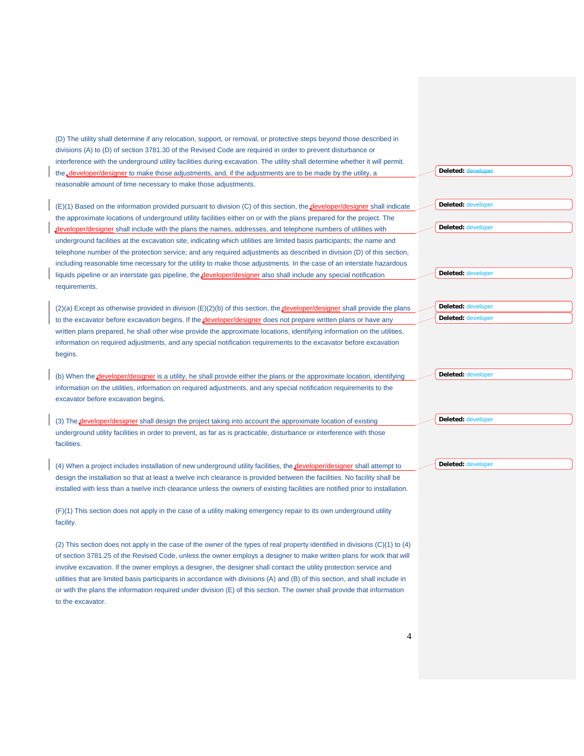(D) The utility shall determine if any relocation, support, or removal, or protective steps beyond those described in divisions (A) to (D) of section 3781.30 of the Revised Code are required in order to prevent disturbance or interference with the underground utility facilities during excavation. The utility shall determine whether it will permit the developer/designer to make those adjustments, and, if the adjustments are to be made by the utility, a reasonable amount of time necessary to make those adjustments.

(E)(1) Based on the information provided pursuant to division (C) of this section, the developer/designer shall indicate the approximate locations of underground utility facilities either on or with the plans prepared for the project. The developer/designer shall include with the plans the names, addresses, and telephone numbers of utilities with underground facilities at the excavation site, indicating which utilities are limited basis participants; the name and telephone number of the protection service; and any required adjustments as described in division (D) of this section, including reasonable time necessary for the utility to make those adjustments. In the case of an interstate hazardous liquids pipeline or an interstate gas pipeline, the developer/designer also shall include any special notification requirements.

(2)(a) Except as otherwise provided in division (E)(2)(b) of this section, the developer/designer shall provide the plans to the excavator before excavation begins. If the developer/designer does not prepare written plans or have any written plans prepared, he shall other wise provide the approximate locations, identifying information on the utilities, information on required adjustments, and any special notification requirements to the excavator before excavation begins.

(b) When the developer/designer is a utility, he shall provide either the plans or the approximate location, identifying information on the utilities, information on required adjustments, and any special notification requirements to the excavator before excavation begins.

(3) The developer/designer shall design the project taking into account the approximate location of existing underground utility facilities in order to prevent, as far as is practicable, disturbance or interference with those facilities.

(4) When a project includes installation of new underground utility facilities, the developer/designer shall attempt to design the installation so that at least a twelve inch clearance is provided between the facilities. No facility shall be installed with less than a twelve inch clearance unless the owners of existing facilities are notified prior to installation.

(F)(1) This section does not apply in the case of a utility making emergency repair to its own underground utility facility.

(2) This section does not apply in the case of the owner of the types of real property identified in divisions (C)(1) to (4) of section 3781.25 of the Revised Code, unless the owner employs a designer to make written plans for work that will involve excavation. If the owner employs a designer, the designer shall contact the utility protection service and utilities that are limited basis participants in accordance with divisions (A) and (B) of this section, and shall include in or with the plans the information required under division (E) of this section. The owner shall provide that information to the excavator.

**Deleted:** developer

**Deleted:** developer

**Deleted:** developer

**Deleted:** developer

**Deleted:** developer

**Deleted:** developer

**Deleted:** developer

**Deleted:** developer

**Deleted:** developer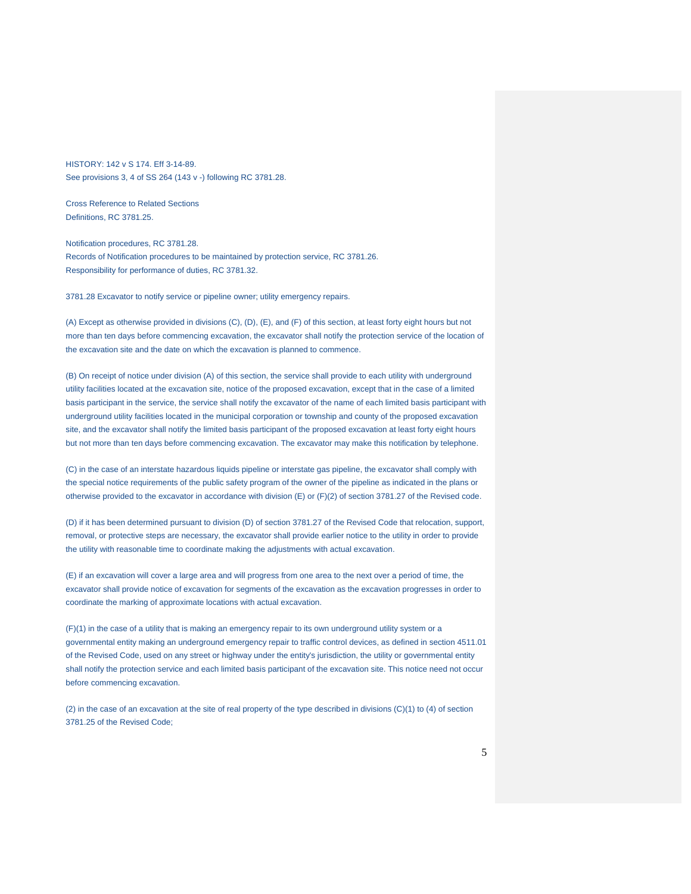HISTORY: 142 v S 174. Eff 3-14-89.
See provisions 3, 4 of SS 264 (143 v -) following RC 3781.28.

Cross Reference to Related Sections
Definitions, RC 3781.25.

Notification procedures, RC 3781.28.
Records of Notification procedures to be maintained by protection service, RC 3781.26.
Responsibility for performance of duties, RC 3781.32.

3781.28 Excavator to notify service or pipeline owner; utility emergency repairs.

(A) Except as otherwise provided in divisions (C), (D), (E), and (F) of this section, at least forty eight hours but not more than ten days before commencing excavation, the excavator shall notify the protection service of the location of the excavation site and the date on which the excavation is planned to commence.

(B) On receipt of notice under division (A) of this section, the service shall provide to each utility with underground utility facilities located at the excavation site, notice of the proposed excavation, except that in the case of a limited basis participant in the service, the service shall notify the excavator of the name of each limited basis participant with underground utility facilities located in the municipal corporation or township and county of the proposed excavation site, and the excavator shall notify the limited basis participant of the proposed excavation at least forty eight hours but not more than ten days before commencing excavation. The excavator may make this notification by telephone.

(C) in the case of an interstate hazardous liquids pipeline or interstate gas pipeline, the excavator shall comply with the special notice requirements of the public safety program of the owner of the pipeline as indicated in the plans or otherwise provided to the excavator in accordance with division (E) or (F)(2) of section 3781.27 of the Revised code.

(D) if it has been determined pursuant to division (D) of section 3781.27 of the Revised Code that relocation, support, removal, or protective steps are necessary, the excavator shall provide earlier notice to the utility in order to provide the utility with reasonable time to coordinate making the adjustments with actual excavation.

(E) if an excavation will cover a large area and will progress from one area to the next over a period of time, the excavator shall provide notice of excavation for segments of the excavation as the excavation progresses in order to coordinate the marking of approximate locations with actual excavation.

(F)(1) in the case of a utility that is making an emergency repair to its own underground utility system or a governmental entity making an underground emergency repair to traffic control devices, as defined in section 4511.01 of the Revised Code, used on any street or highway under the entity's jurisdiction, the utility or governmental entity shall notify the protection service and each limited basis participant of the excavation site. This notice need not occur before commencing excavation.

(2) in the case of an excavation at the site of real property of the type described in divisions (C)(1) to (4) of section 3781.25 of the Revised Code;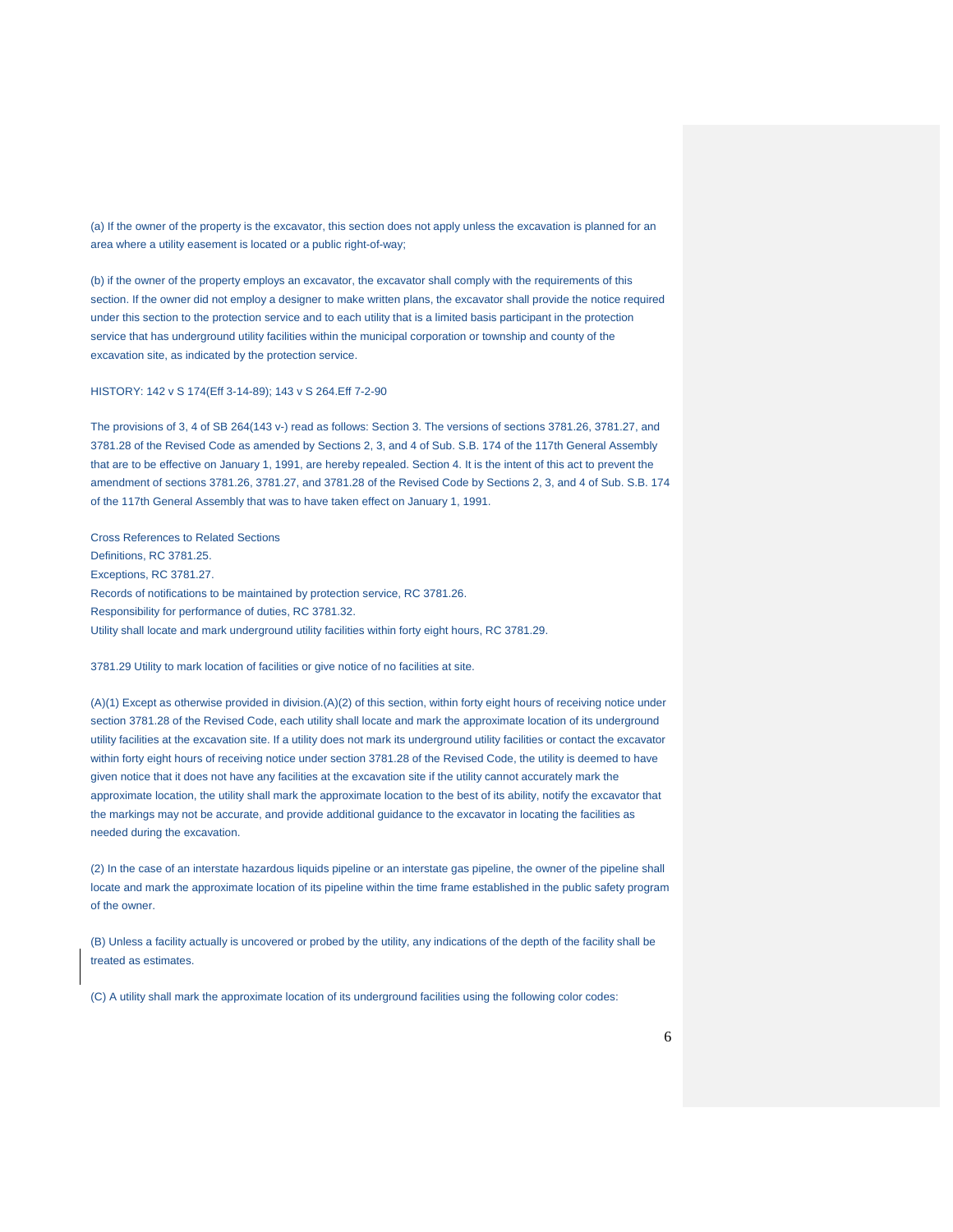(a) If the owner of the property is the excavator, this section does not apply unless the excavation is planned for an area where a utility easement is located or a public right-of-way;

(b) if the owner of the property employs an excavator, the excavator shall comply with the requirements of this section. If the owner did not employ a designer to make written plans, the excavator shall provide the notice required under this section to the protection service and to each utility that is a limited basis participant in the protection service that has underground utility facilities within the municipal corporation or township and county of the excavation site, as indicated by the protection service.

HISTORY: 142 v S 174(Eff 3-14-89); 143 v S 264.Eff 7-2-90

The provisions of 3, 4 of SB 264(143 v-) read as follows: Section 3. The versions of sections 3781.26, 3781.27, and 3781.28 of the Revised Code as amended by Sections 2, 3, and 4 of Sub. S.B. 174 of the 117th General Assembly that are to be effective on January 1, 1991, are hereby repealed. Section 4. It is the intent of this act to prevent the amendment of sections 3781.26, 3781.27, and 3781.28 of the Revised Code by Sections 2, 3, and 4 of Sub. S.B. 174 of the 117th General Assembly that was to have taken effect on January 1, 1991.

Cross References to Related Sections
Definitions, RC 3781.25.
Exceptions, RC 3781.27.
Records of notifications to be maintained by protection service, RC 3781.26.
Responsibility for performance of duties, RC 3781.32.
Utility shall locate and mark underground utility facilities within forty eight hours, RC 3781.29.

3781.29 Utility to mark location of facilities or give notice of no facilities at site.

(A)(1) Except as otherwise provided in division.(A)(2) of this section, within forty eight hours of receiving notice under section 3781.28 of the Revised Code, each utility shall locate and mark the approximate location of its underground utility facilities at the excavation site. If a utility does not mark its underground utility facilities or contact the excavator within forty eight hours of receiving notice under section 3781.28 of the Revised Code, the utility is deemed to have given notice that it does not have any facilities at the excavation site if the utility cannot accurately mark the approximate location, the utility shall mark the approximate location to the best of its ability, notify the excavator that the markings may not be accurate, and provide additional guidance to the excavator in locating the facilities as needed during the excavation.

(2) In the case of an interstate hazardous liquids pipeline or an interstate gas pipeline, the owner of the pipeline shall locate and mark the approximate location of its pipeline within the time frame established in the public safety program of the owner.

(B) Unless a facility actually is uncovered or probed by the utility, any indications of the depth of the facility shall be treated as estimates.

(C) A utility shall mark the approximate location of its underground facilities using the following color codes: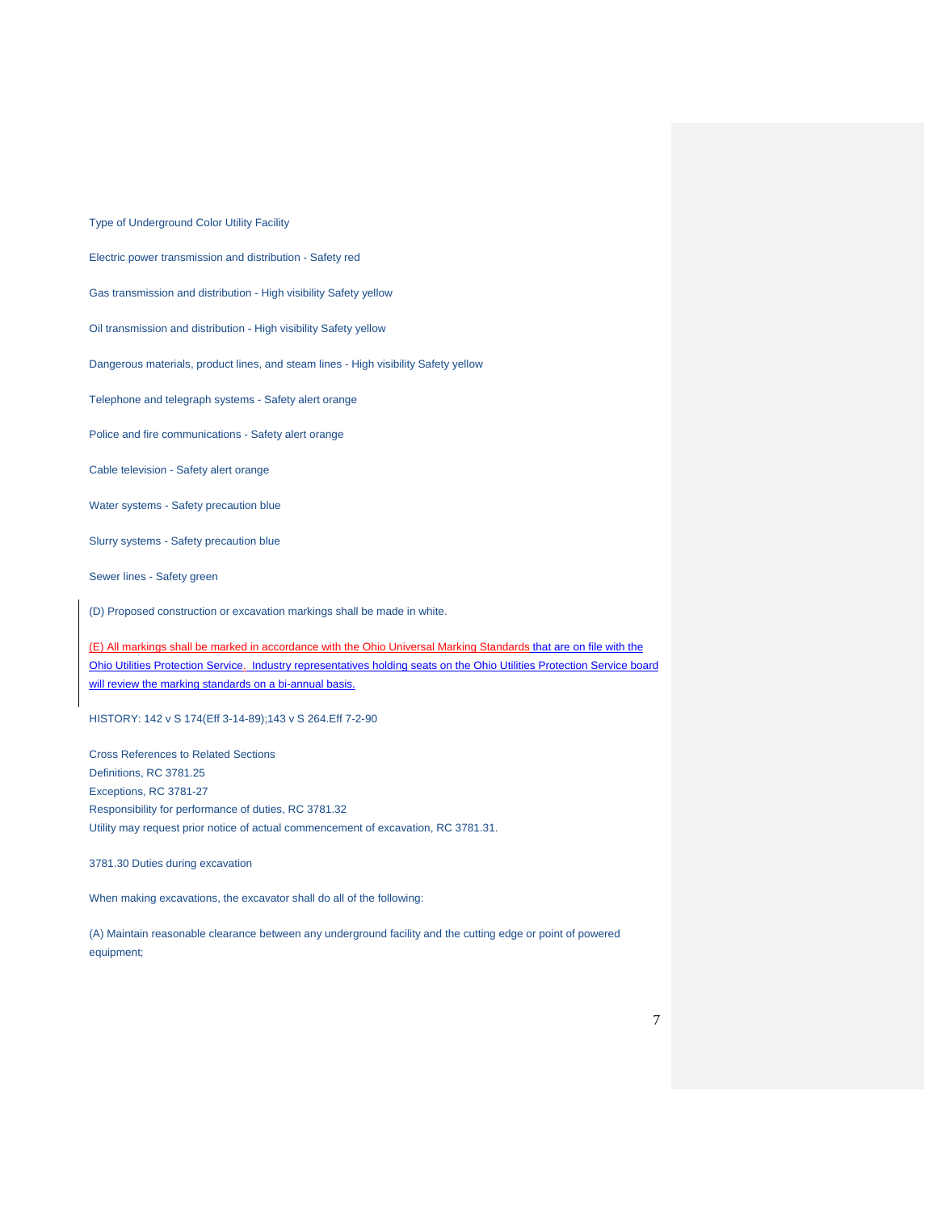Type of Underground Color Utility Facility

Electric power transmission and distribution - Safety red

Gas transmission and distribution - High visibility Safety yellow

Oil transmission and distribution - High visibility Safety yellow

Dangerous materials, product lines, and steam lines - High visibility Safety yellow

Telephone and telegraph systems - Safety alert orange

Police and fire communications - Safety alert orange

Cable television - Safety alert orange

Water systems - Safety precaution blue

Slurry systems - Safety precaution blue

Sewer lines - Safety green

(D) Proposed construction or excavation markings shall be made in white.

(E) All markings shall be marked in accordance with the Ohio Universal Marking Standards that are on file with the Ohio Utilities Protection Service. Industry representatives holding seats on the Ohio Utilities Protection Service board will review the marking standards on a bi-annual basis.

HISTORY: 142 v S 174(Eff 3-14-89);143 v S 264.Eff 7-2-90

Cross References to Related Sections
Definitions, RC 3781.25
Exceptions, RC 3781-27
Responsibility for performance of duties, RC 3781.32
Utility may request prior notice of actual commencement of excavation, RC 3781.31.

3781.30 Duties during excavation

When making excavations, the excavator shall do all of the following:

(A) Maintain reasonable clearance between any underground facility and the cutting edge or point of powered equipment;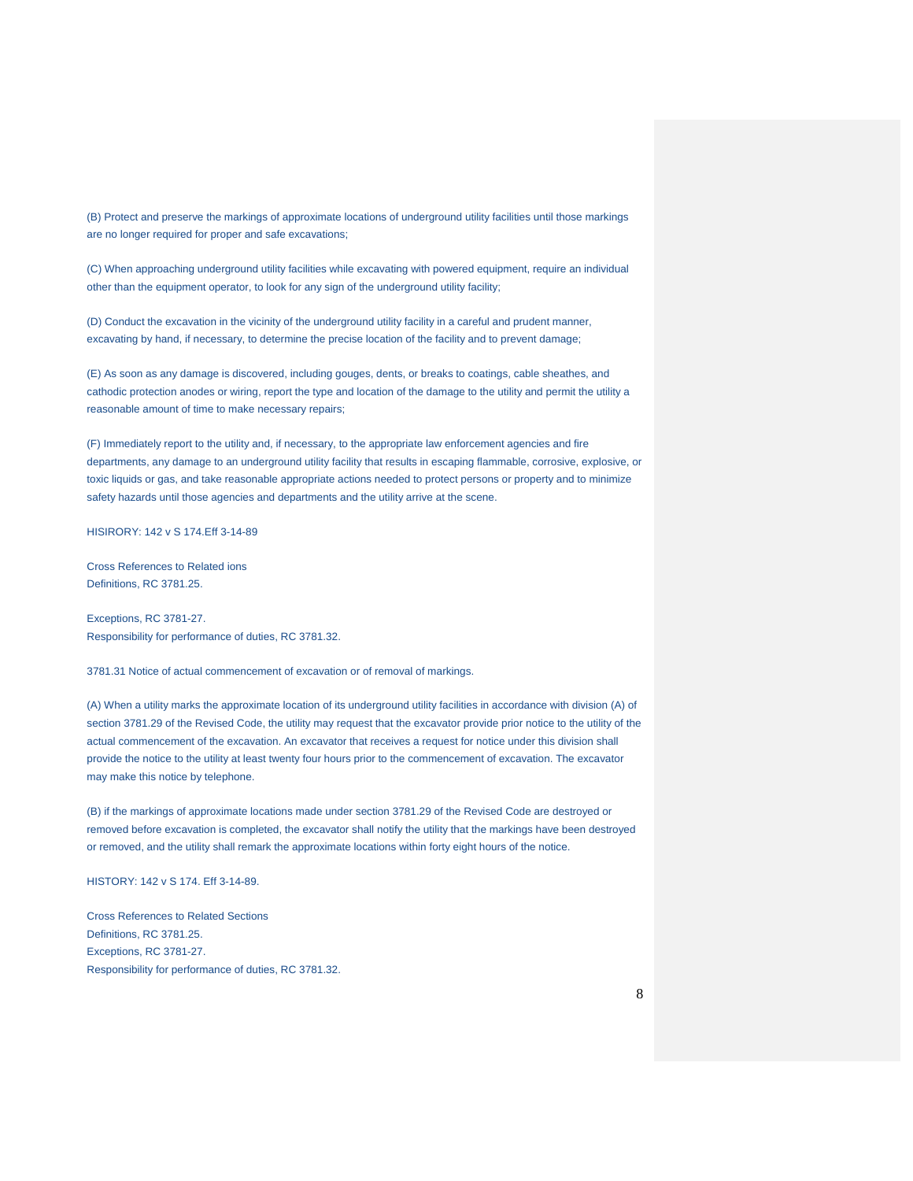(B) Protect and preserve the markings of approximate locations of underground utility facilities until those markings are no longer required for proper and safe excavations;

(C) When approaching underground utility facilities while excavating with powered equipment, require an individual other than the equipment operator, to look for any sign of the underground utility facility;

(D) Conduct the excavation in the vicinity of the underground utility facility in a careful and prudent manner, excavating by hand, if necessary, to determine the precise location of the facility and to prevent damage;

(E) As soon as any damage is discovered, including gouges, dents, or breaks to coatings, cable sheathes, and cathodic protection anodes or wiring, report the type and location of the damage to the utility and permit the utility a reasonable amount of time to make necessary repairs;

(F) Immediately report to the utility and, if necessary, to the appropriate law enforcement agencies and fire departments, any damage to an underground utility facility that results in escaping flammable, corrosive, explosive, or toxic liquids or gas, and take reasonable appropriate actions needed to protect persons or property and to minimize safety hazards until those agencies and departments and the utility arrive at the scene.

HISIRORY: 142 v S 174.Eff 3-14-89

Cross References to Related ions
Definitions, RC 3781.25.

Exceptions, RC 3781-27.
Responsibility for performance of duties, RC 3781.32.

3781.31 Notice of actual commencement of excavation or of removal of markings.

(A) When a utility marks the approximate location of its underground utility facilities in accordance with division (A) of section 3781.29 of the Revised Code, the utility may request that the excavator provide prior notice to the utility of the actual commencement of the excavation. An excavator that receives a request for notice under this division shall provide the notice to the utility at least twenty four hours prior to the commencement of excavation. The excavator may make this notice by telephone.

(B) if the markings of approximate locations made under section 3781.29 of the Revised Code are destroyed or removed before excavation is completed, the excavator shall notify the utility that the markings have been destroyed or removed, and the utility shall remark the approximate locations within forty eight hours of the notice.

HISTORY: 142 v S 174. Eff 3-14-89.

Cross References to Related Sections
Definitions, RC 3781.25.
Exceptions, RC 3781-27.
Responsibility for performance of duties, RC 3781.32.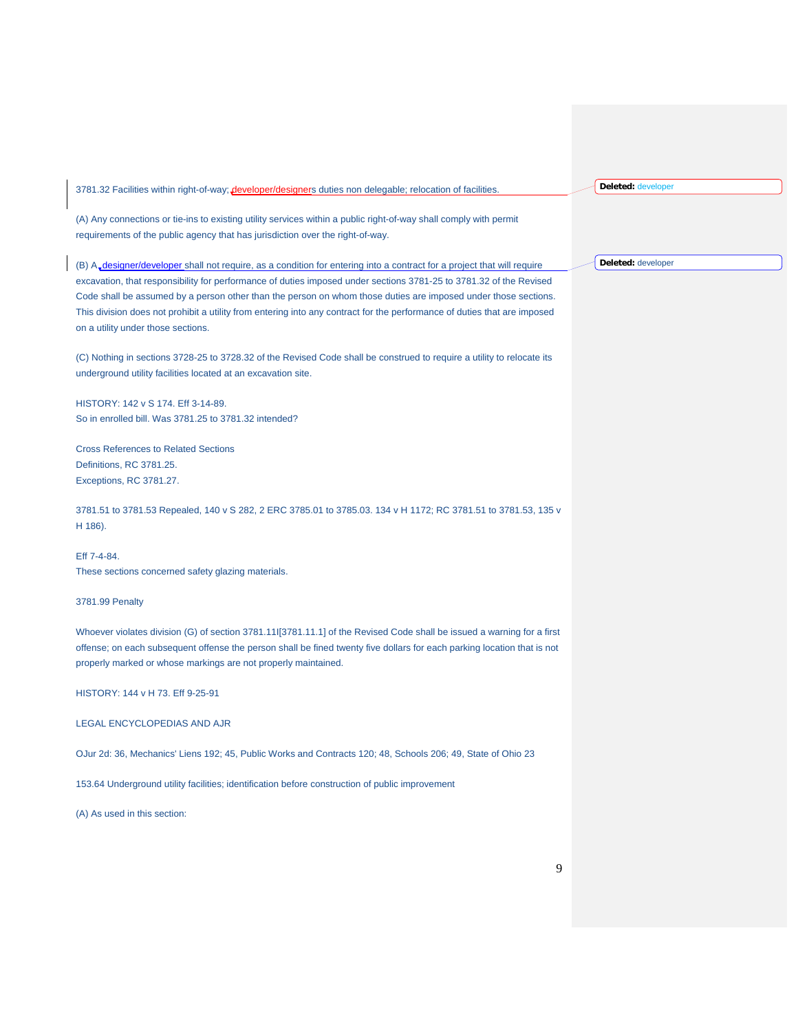3781.32 Facilities within right-of-way; developer/designers duties non delegable; relocation of facilities.

(A) Any connections or tie-ins to existing utility services within a public right-of-way shall comply with permit requirements of the public agency that has jurisdiction over the right-of-way.

(B) A designer/developer shall not require, as a condition for entering into a contract for a project that will require excavation, that responsibility for performance of duties imposed under sections 3781-25 to 3781.32 of the Revised Code shall be assumed by a person other than the person on whom those duties are imposed under those sections. This division does not prohibit a utility from entering into any contract for the performance of duties that are imposed on a utility under those sections.

(C) Nothing in sections 3728-25 to 3728.32 of the Revised Code shall be construed to require a utility to relocate its underground utility facilities located at an excavation site.

HISTORY: 142 v S 174. Eff 3-14-89.
So in enrolled bill. Was 3781.25 to 3781.32 intended?

Cross References to Related Sections
Definitions, RC 3781.25.
Exceptions, RC 3781.27.

3781.51 to 3781.53 Repealed, 140 v S 282, 2 ERC 3785.01 to 3785.03. 134 v H 1172; RC 3781.51 to 3781.53, 135 v H 186).

Eff 7-4-84.
These sections concerned safety glazing materials.

3781.99 Penalty

Whoever violates division (G) of section 3781.11I[3781.11.1] of the Revised Code shall be issued a warning for a first offense; on each subsequent offense the person shall be fined twenty five dollars for each parking location that is not properly marked or whose markings are not properly maintained.

HISTORY: 144 v H 73. Eff 9-25-91

LEGAL ENCYCLOPEDIAS AND AJR

OJur 2d: 36, Mechanics' Liens 192; 45, Public Works and Contracts 120; 48, Schools 206; 49, State of Ohio 23

153.64 Underground utility facilities; identification before construction of public improvement

(A) As used in this section:

**Deleted:** developer

**Deleted:** developer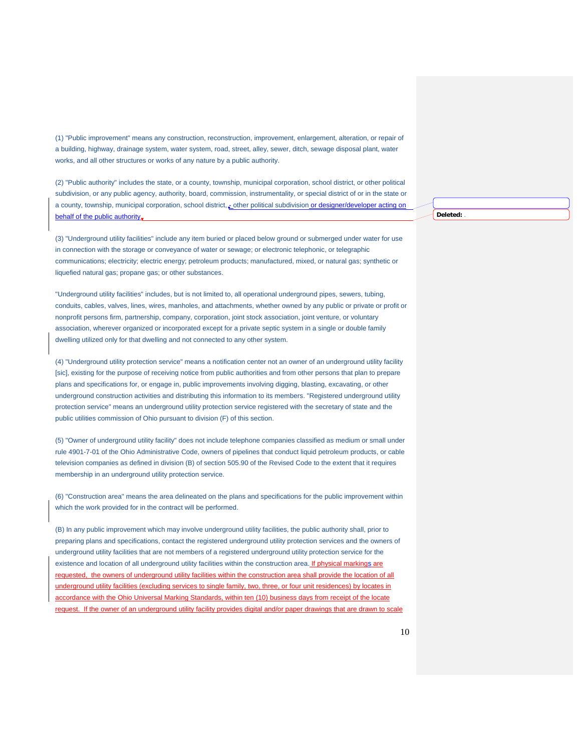(1) "Public improvement" means any construction, reconstruction, improvement, enlargement, alteration, or repair of a building, highway, drainage system, water system, road, street, alley, sewer, ditch, sewage disposal plant, water works, and all other structures or works of any nature by a public authority.

(2) "Public authority" includes the state, or a county, township, municipal corporation, school district, or other political subdivision, or any public agency, authority, board, commission, instrumentality, or special district of or in the state or a county, township, municipal corporation, school district, other political subdivision or designer/developer acting on behalf of the public authority.

(3) "Underground utility facilities" include any item buried or placed below ground or submerged under water for use in connection with the storage or conveyance of water or sewage; or electronic telephonic, or telegraphic communications; electricity; electric energy; petroleum products; manufactured, mixed, or natural gas; synthetic or liquefied natural gas; propane gas; or other substances.

"Underground utility facilities" includes, but is not limited to, all operational underground pipes, sewers, tubing, conduits, cables, valves, lines, wires, manholes, and attachments, whether owned by any public or private or profit or nonprofit persons firm, partnership, company, corporation, joint stock association, joint venture, or voluntary association, wherever organized or incorporated except for a private septic system in a single or double family dwelling utilized only for that dwelling and not connected to any other system.

(4) "Underground utility protection service" means a notification center not an owner of an underground utility facility [sic], existing for the purpose of receiving notice from public authorities and from other persons that plan to prepare plans and specifications for, or engage in, public improvements involving digging, blasting, excavating, or other underground construction activities and distributing this information to its members. "Registered underground utility protection service" means an underground utility protection service registered with the secretary of state and the public utilities commission of Ohio pursuant to division (F) of this section.

(5) "Owner of underground utility facility" does not include telephone companies classified as medium or small under rule 4901-7-01 of the Ohio Administrative Code, owners of pipelines that conduct liquid petroleum products, or cable television companies as defined in division (B) of section 505.90 of the Revised Code to the extent that it requires membership in an underground utility protection service.

(6) "Construction area" means the area delineated on the plans and specifications for the public improvement within which the work provided for in the contract will be performed.

(B) In any public improvement which may involve underground utility facilities, the public authority shall, prior to preparing plans and specifications, contact the registered underground utility protection services and the owners of underground utility facilities that are not members of a registered underground utility protection service for the existence and location of all underground utility facilities within the construction area. If physical markings are requested, the owners of underground utility facilities within the construction area shall provide the location of all underground utility facilities (excluding services to single family, two, three, or four unit residences) by locates in accordance with the Ohio Universal Marking Standards, within ten (10) business days from receipt of the locate request. If the owner of an underground utility facility provides digital and/or paper drawings that are drawn to scale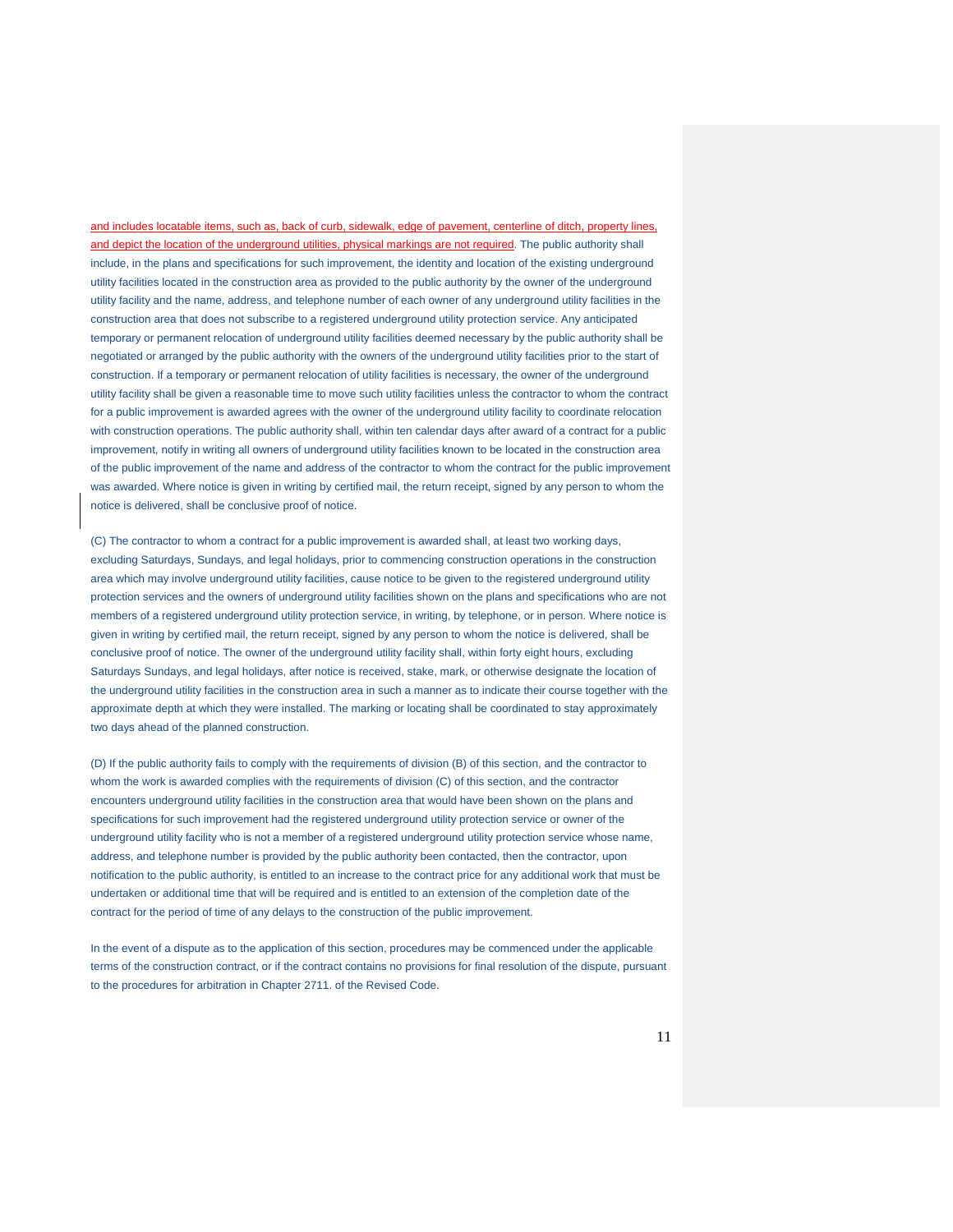and includes locatable items, such as, back of curb, sidewalk, edge of pavement, centerline of ditch, property lines, and depict the location of the underground utilities, physical markings are not required. The public authority shall include, in the plans and specifications for such improvement, the identity and location of the existing underground utility facilities located in the construction area as provided to the public authority by the owner of the underground utility facility and the name, address, and telephone number of each owner of any underground utility facilities in the construction area that does not subscribe to a registered underground utility protection service. Any anticipated temporary or permanent relocation of underground utility facilities deemed necessary by the public authority shall be negotiated or arranged by the public authority with the owners of the underground utility facilities prior to the start of construction. If a temporary or permanent relocation of utility facilities is necessary, the owner of the underground utility facility shall be given a reasonable time to move such utility facilities unless the contractor to whom the contract for a public improvement is awarded agrees with the owner of the underground utility facility to coordinate relocation with construction operations. The public authority shall, within ten calendar days after award of a contract for a public improvement, notify in writing all owners of underground utility facilities known to be located in the construction area of the public improvement of the name and address of the contractor to whom the contract for the public improvement was awarded. Where notice is given in writing by certified mail, the return receipt, signed by any person to whom the notice is delivered, shall be conclusive proof of notice.

(C) The contractor to whom a contract for a public improvement is awarded shall, at least two working days, excluding Saturdays, Sundays, and legal holidays, prior to commencing construction operations in the construction area which may involve underground utility facilities, cause notice to be given to the registered underground utility protection services and the owners of underground utility facilities shown on the plans and specifications who are not members of a registered underground utility protection service, in writing, by telephone, or in person. Where notice is given in writing by certified mail, the return receipt, signed by any person to whom the notice is delivered, shall be conclusive proof of notice. The owner of the underground utility facility shall, within forty eight hours, excluding Saturdays Sundays, and legal holidays, after notice is received, stake, mark, or otherwise designate the location of the underground utility facilities in the construction area in such a manner as to indicate their course together with the approximate depth at which they were installed. The marking or locating shall be coordinated to stay approximately two days ahead of the planned construction.

(D) If the public authority fails to comply with the requirements of division (B) of this section, and the contractor to whom the work is awarded complies with the requirements of division (C) of this section, and the contractor encounters underground utility facilities in the construction area that would have been shown on the plans and specifications for such improvement had the registered underground utility protection service or owner of the underground utility facility who is not a member of a registered underground utility protection service whose name, address, and telephone number is provided by the public authority been contacted, then the contractor, upon notification to the public authority, is entitled to an increase to the contract price for any additional work that must be undertaken or additional time that will be required and is entitled to an extension of the completion date of the contract for the period of time of any delays to the construction of the public improvement.

In the event of a dispute as to the application of this section, procedures may be commenced under the applicable terms of the construction contract, or if the contract contains no provisions for final resolution of the dispute, pursuant to the procedures for arbitration in Chapter 2711. of the Revised Code.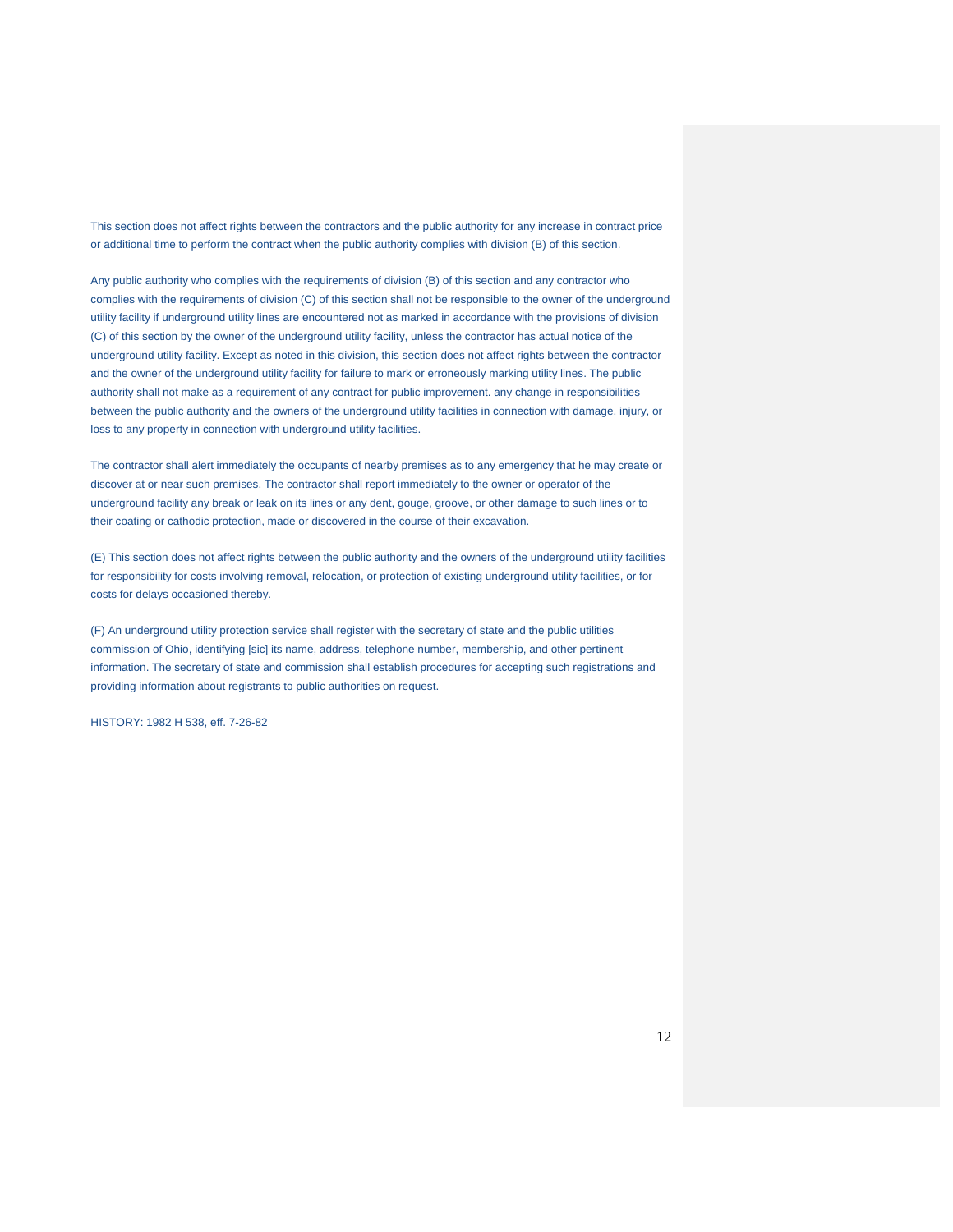This section does not affect rights between the contractors and the public authority for any increase in contract price or additional time to perform the contract when the public authority complies with division (B) of this section.

Any public authority who complies with the requirements of division (B) of this section and any contractor who complies with the requirements of division (C) of this section shall not be responsible to the owner of the underground utility facility if underground utility lines are encountered not as marked in accordance with the provisions of division (C) of this section by the owner of the underground utility facility, unless the contractor has actual notice of the underground utility facility. Except as noted in this division, this section does not affect rights between the contractor and the owner of the underground utility facility for failure to mark or erroneously marking utility lines. The public authority shall not make as a requirement of any contract for public improvement. any change in responsibilities between the public authority and the owners of the underground utility facilities in connection with damage, injury, or loss to any property in connection with underground utility facilities.

The contractor shall alert immediately the occupants of nearby premises as to any emergency that he may create or discover at or near such premises. The contractor shall report immediately to the owner or operator of the underground facility any break or leak on its lines or any dent, gouge, groove, or other damage to such lines or to their coating or cathodic protection, made or discovered in the course of their excavation.

(E) This section does not affect rights between the public authority and the owners of the underground utility facilities for responsibility for costs involving removal, relocation, or protection of existing underground utility facilities, or for costs for delays occasioned thereby.

(F) An underground utility protection service shall register with the secretary of state and the public utilities commission of Ohio, identifying [sic] its name, address, telephone number, membership, and other pertinent information. The secretary of state and commission shall establish procedures for accepting such registrations and providing information about registrants to public authorities on request.

HISTORY: 1982 H 538, eff. 7-26-82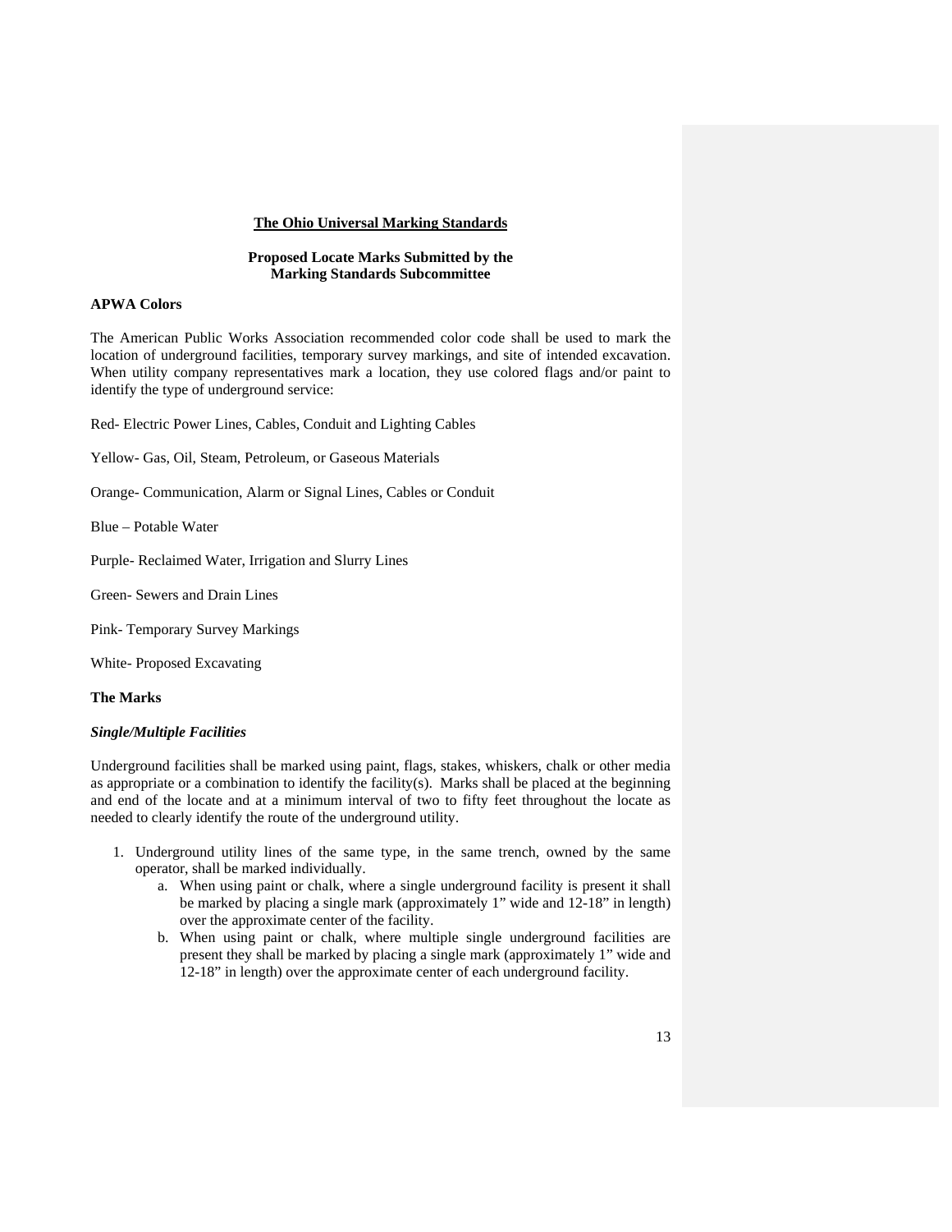# The Ohio Universal Marking Standards

**Proposed Locate Marks Submitted by the Marking Standards Subcommittee**

**APWA Colors**

The American Public Works Association recommended color code shall be used to mark the location of underground facilities, temporary survey markings, and site of intended excavation. When utility company representatives mark a location, they use colored flags and/or paint to identify the type of underground service:

Red- Electric Power Lines, Cables, Conduit and Lighting Cables

Yellow- Gas, Oil, Steam, Petroleum, or Gaseous Materials

Orange- Communication, Alarm or Signal Lines, Cables or Conduit

Blue – Potable Water

Purple- Reclaimed Water, Irrigation and Slurry Lines

Green- Sewers and Drain Lines

Pink- Temporary Survey Markings

White- Proposed Excavating

**The Marks**

***Single/Multiple Facilities***

Underground facilities shall be marked using paint, flags, stakes, whiskers, chalk or other media as appropriate or a combination to identify the facility(s). Marks shall be placed at the beginning and end of the locate and at a minimum interval of two to fifty feet throughout the locate as needed to clearly identify the route of the underground utility.

1. Underground utility lines of the same type, in the same trench, owned by the same operator, shall be marked individually.
    a. When using paint or chalk, where a single underground facility is present it shall be marked by placing a single mark (approximately 1" wide and 12-18" in length) over the approximate center of the facility.
    b. When using paint or chalk, where multiple single underground facilities are present they shall be marked by placing a single mark (approximately 1" wide and 12-18" in length) over the approximate center of each underground facility.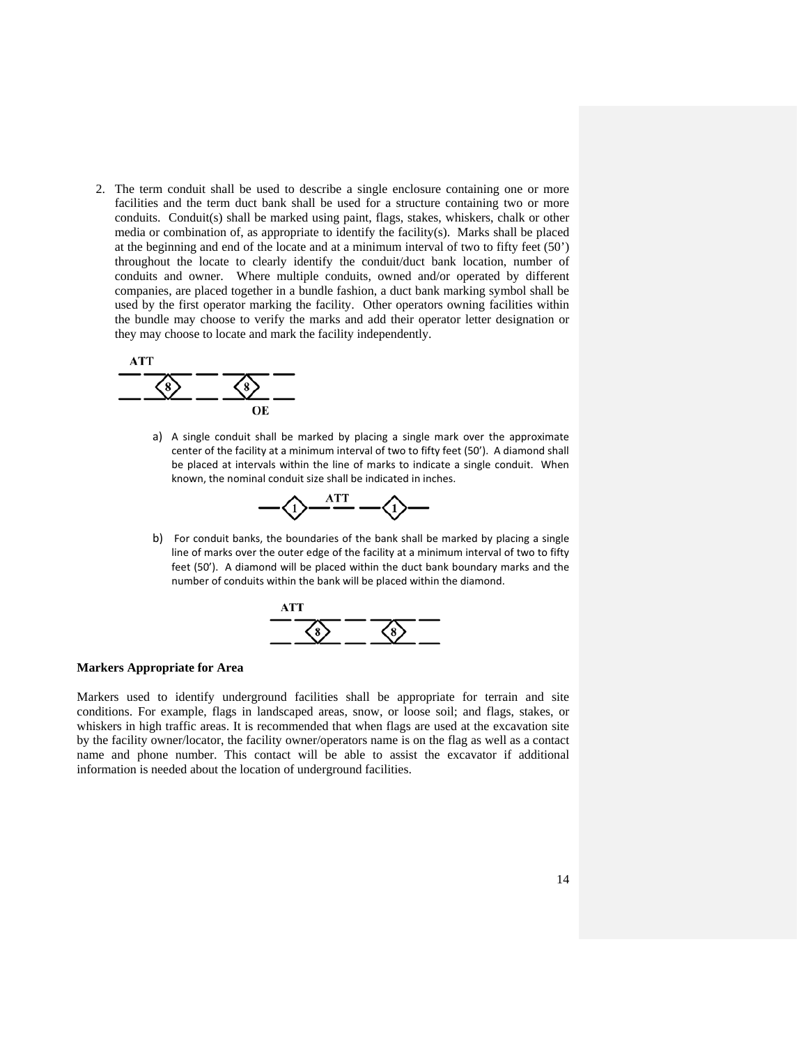2. The term conduit shall be used to describe a single enclosure containing one or more facilities and the term duct bank shall be used for a structure containing two or more conduits. Conduit(s) shall be marked using paint, flags, stakes, whiskers, chalk or other media or combination of, as appropriate to identify the facility(s). Marks shall be placed at the beginning and end of the locate and at a minimum interval of two to fifty feet (50') throughout the locate to clearly identify the conduit/duct bank location, number of conduits and owner. Where multiple conduits, owned and/or operated by different companies, are placed together in a bundle fashion, a duct bank marking symbol shall be used by the first operator marking the facility. Other operators owning facilities within the bundle may choose to verify the marks and add their operator letter designation or they may choose to locate and mark the facility independently.

   ATT

   OE

   a) A single conduit shall be marked by placing a single mark over the approximate center of the facility at a minimum interval of two to fifty feet (50'). A diamond shall be placed at intervals within the line of marks to indicate a single conduit. When known, the nominal conduit size shall be indicated in inches.

      ATT

   b) For conduit banks, the boundaries of the bank shall be marked by placing a single line of marks over the outer edge of the facility at a minimum interval of two to fifty feet (50'). A diamond will be placed within the duct bank boundary marks and the number of conduits within the bank will be placed within the diamond.

      ATT

**Markers Appropriate for Area**

Markers used to identify underground facilities shall be appropriate for terrain and site conditions. For example, flags in landscaped areas, snow, or loose soil; and flags, stakes, or whiskers in high traffic areas. It is recommended that when flags are used at the excavation site by the facility owner/locator, the facility owner/operators name is on the flag as well as a contact name and phone number. This contact will be able to assist the excavator if additional information is needed about the location of underground facilities.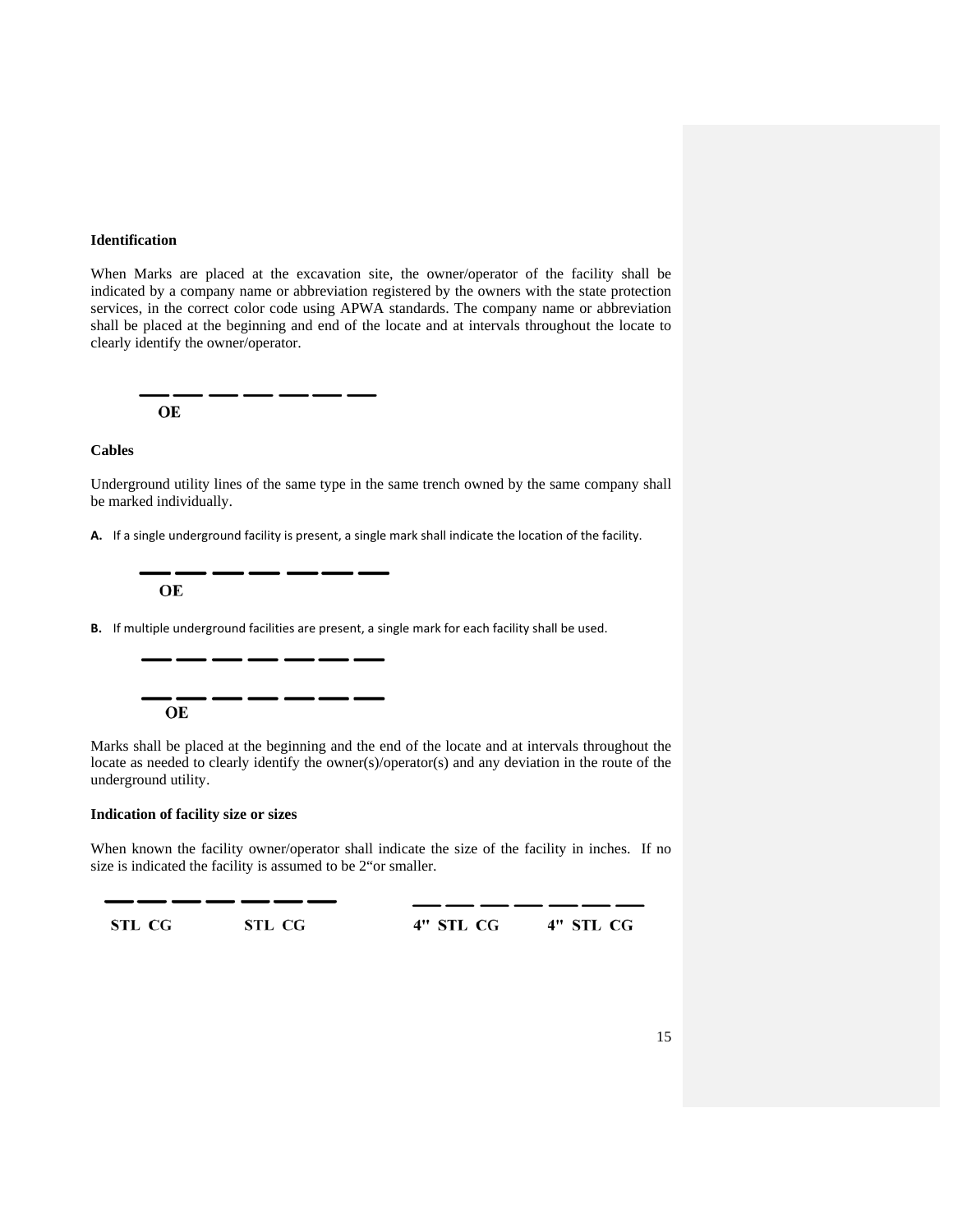**Identification**

When Marks are placed at the excavation site, the owner/operator of the facility shall be indicated by a company name or abbreviation registered by the owners with the state protection services, in the correct color code using APWA standards. The company name or abbreviation shall be placed at the beginning and end of the locate and at intervals throughout the locate to clearly identify the owner/operator.

— — — — — — —
OE

**Cables**

Underground utility lines of the same type in the same trench owned by the same company shall be marked individually.

**A.** If a single underground facility is present, a single mark shall indicate the location of the facility.

— — — — — — —
OE

**B.** If multiple underground facilities are present, a single mark for each facility shall be used.

— — — — — — —

— — — — — — —
OE

Marks shall be placed at the beginning and the end of the locate and at intervals throughout the locate as needed to clearly identify the owner(s)/operator(s) and any deviation in the route of the underground utility.

**Indication of facility size or sizes**

When known the facility owner/operator shall indicate the size of the facility in inches. If no size is indicated the facility is assumed to be 2"or smaller.

— — — — — — —
STL CG STL CG

— — — — — — —
4" STL CG 4" STL CG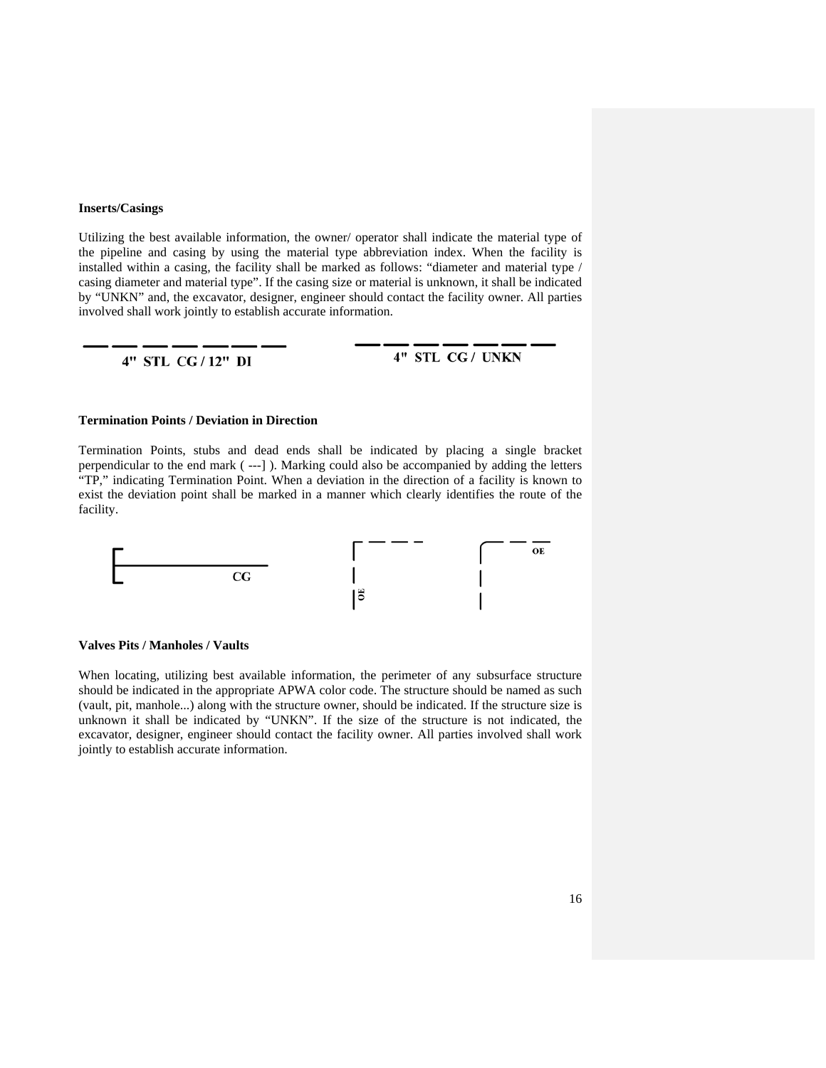**Inserts/Casings**

Utilizing the best available information, the owner/ operator shall indicate the material type of the pipeline and casing by using the material type abbreviation index. When the facility is installed within a casing, the facility shall be marked as follows: "diameter and material type / casing diameter and material type". If the casing size or material is unknown, it shall be indicated by "UNKN" and, the excavator, designer, engineer should contact the facility owner. All parties involved shall work jointly to establish accurate information.

4" STL CG / 12" DI

4" STL CG / UNKN

**Termination Points / Deviation in Direction**

Termination Points, stubs and dead ends shall be indicated by placing a single bracket perpendicular to the end mark ( ---] ). Marking could also be accompanied by adding the letters "TP," indicating Termination Point. When a deviation in the direction of a facility is known to exist the deviation point shall be marked in a manner which clearly identifies the route of the facility.

CG

OE

OE

**Valves Pits / Manholes / Vaults**

When locating, utilizing best available information, the perimeter of any subsurface structure should be indicated in the appropriate APWA color code. The structure should be named as such (vault, pit, manhole...) along with the structure owner, should be indicated. If the structure size is unknown it shall be indicated by "UNKN". If the size of the structure is not indicated, the excavator, designer, engineer should contact the facility owner. All parties involved shall work jointly to establish accurate information.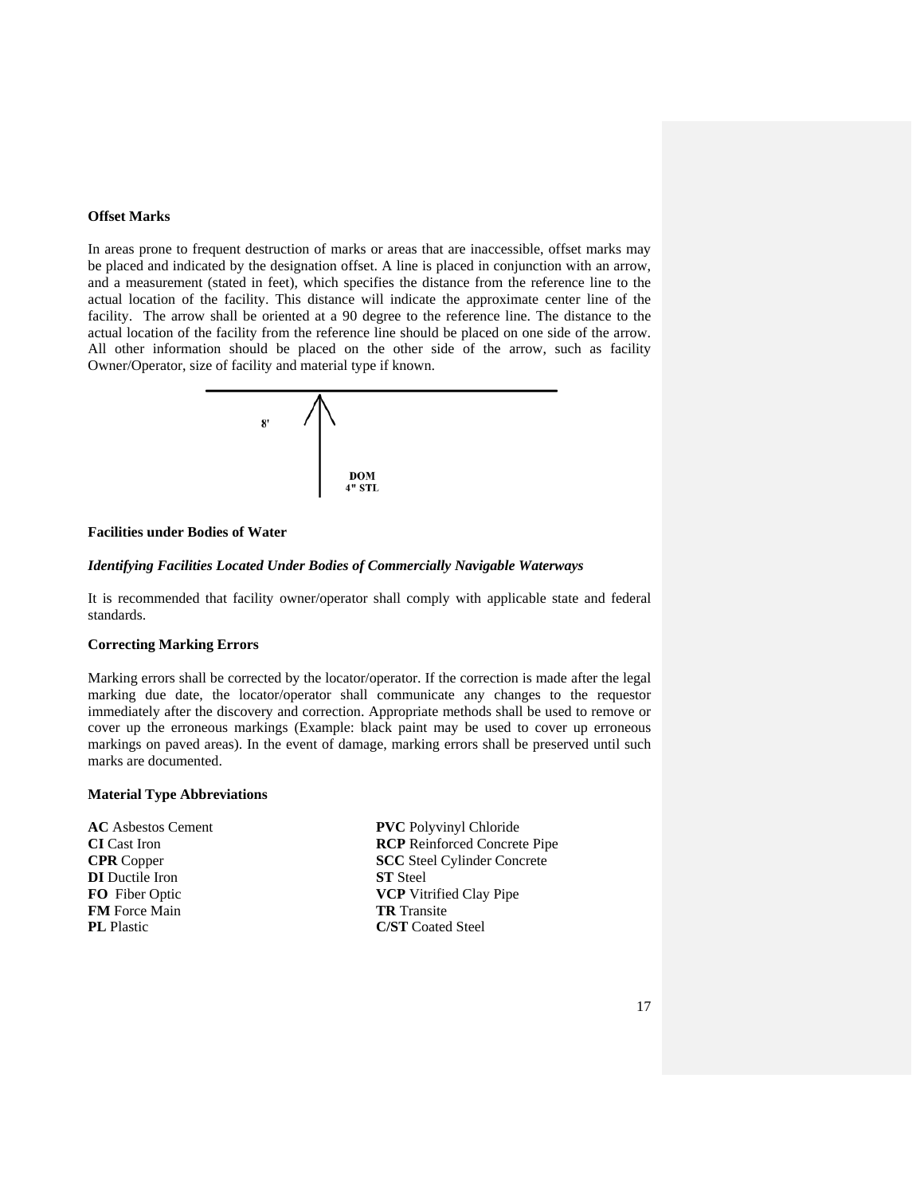**Offset Marks**

In areas prone to frequent destruction of marks or areas that are inaccessible, offset marks may be placed and indicated by the designation offset. A line is placed in conjunction with an arrow, and a measurement (stated in feet), which specifies the distance from the reference line to the actual location of the facility. This distance will indicate the approximate center line of the facility. The arrow shall be oriented at a 90 degree to the reference line. The distance to the actual location of the facility from the reference line should be placed on one side of the arrow. All other information should be placed on the other side of the arrow, such as facility Owner/Operator, size of facility and material type if known.

8'

DOM
4" STL

**Facilities under Bodies of Water**

***Identifying Facilities Located Under Bodies of Commercially Navigable Waterways***

It is recommended that facility owner/operator shall comply with applicable state and federal standards.

**Correcting Marking Errors**

Marking errors shall be corrected by the locator/operator. If the correction is made after the legal marking due date, the locator/operator shall communicate any changes to the requestor immediately after the discovery and correction. Appropriate methods shall be used to remove or cover up the erroneous markings (Example: black paint may be used to cover up erroneous markings on paved areas). In the event of damage, marking errors shall be preserved until such marks are documented.

**Material Type Abbreviations**

**AC** Asbestos Cement
**CI** Cast Iron
**CPR** Copper
**DI** Ductile Iron
**FO** Fiber Optic
**FM** Force Main
**PL** Plastic
**PVC** Polyvinyl Chloride
**RCP** Reinforced Concrete Pipe
**SCC** Steel Cylinder Concrete
**ST** Steel
**VCP** Vitrified Clay Pipe
**TR** Transite
**C/ST** Coated Steel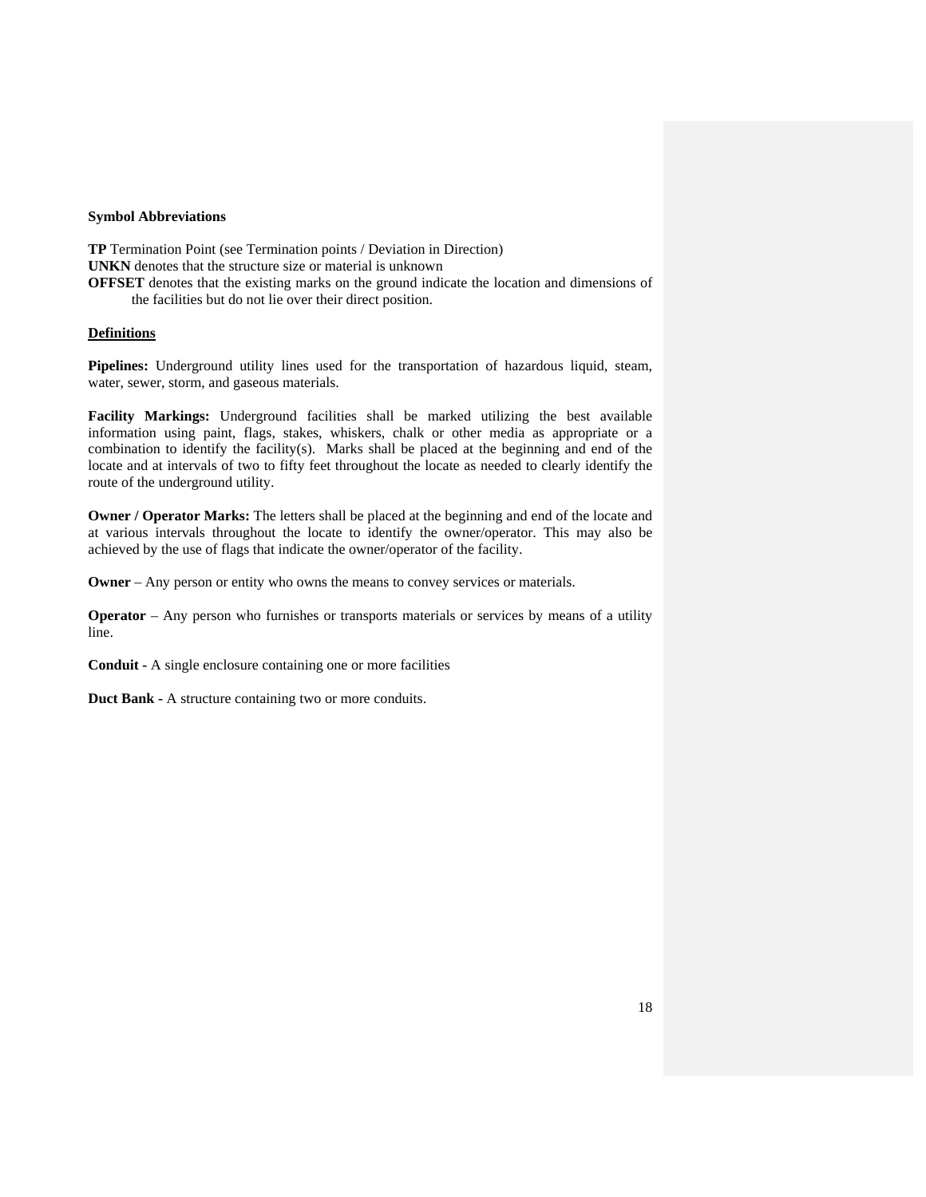**Symbol Abbreviations**

**TP** Termination Point (see Termination points / Deviation in Direction)
**UNKN** denotes that the structure size or material is unknown
**OFFSET** denotes that the existing marks on the ground indicate the location and dimensions of the facilities but do not lie over their direct position.

**Definitions**

**Pipelines:** Underground utility lines used for the transportation of hazardous liquid, steam, water, sewer, storm, and gaseous materials.

**Facility Markings:** Underground facilities shall be marked utilizing the best available information using paint, flags, stakes, whiskers, chalk or other media as appropriate or a combination to identify the facility(s). Marks shall be placed at the beginning and end of the locate and at intervals of two to fifty feet throughout the locate as needed to clearly identify the route of the underground utility.

**Owner / Operator Marks:** The letters shall be placed at the beginning and end of the locate and at various intervals throughout the locate to identify the owner/operator. This may also be achieved by the use of flags that indicate the owner/operator of the facility.

**Owner** – Any person or entity who owns the means to convey services or materials.

**Operator** – Any person who furnishes or transports materials or services by means of a utility line.

**Conduit -** A single enclosure containing one or more facilities

**Duct Bank -** A structure containing two or more conduits.